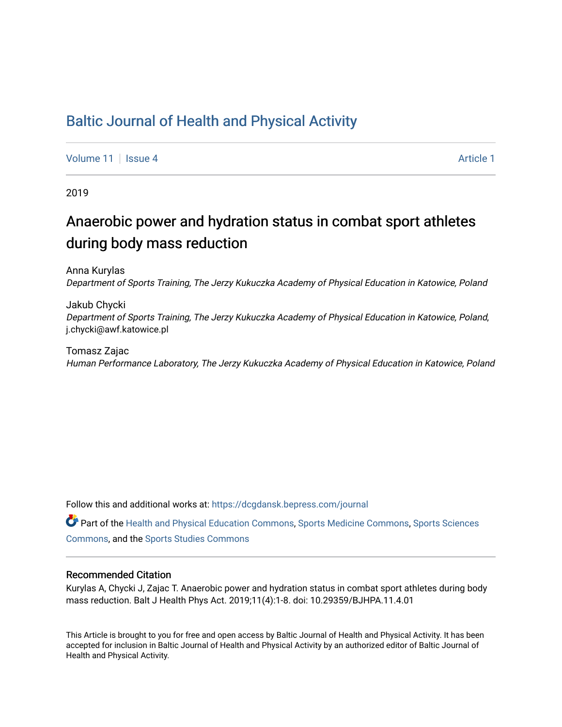# Baltic Journal of Health and Physical Activity

Volume 11 | Issue 4 | Article 1

2019

## Anaerobic power and hydration status in combat sport athletes during body mass reduction

Anna Kurylas
*Department of Sports Training, The Jerzy Kukuczka Academy of Physical Education in Katowice, Poland*

Jakub Chycki
*Department of Sports Training, The Jerzy Kukuczka Academy of Physical Education in Katowice, Poland*, j.chycki@awf.katowice.pl

Tomasz Zajac
*Human Performance Laboratory, The Jerzy Kukuczka Academy of Physical Education in Katowice, Poland*

Follow this and additional works at: https://dcgdansk.bepress.com/journal

Part of the Health and Physical Education Commons, Sports Medicine Commons, Sports Sciences Commons, and the Sports Studies Commons

### Recommended Citation

Kurylas A, Chycki J, Zajac T. Anaerobic power and hydration status in combat sport athletes during body mass reduction. Balt J Health Phys Act. 2019;11(4):1-8. doi: 10.29359/BJHPA.11.4.01

This Article is brought to you for free and open access by Baltic Journal of Health and Physical Activity. It has been accepted for inclusion in Baltic Journal of Health and Physical Activity by an authorized editor of Baltic Journal of Health and Physical Activity.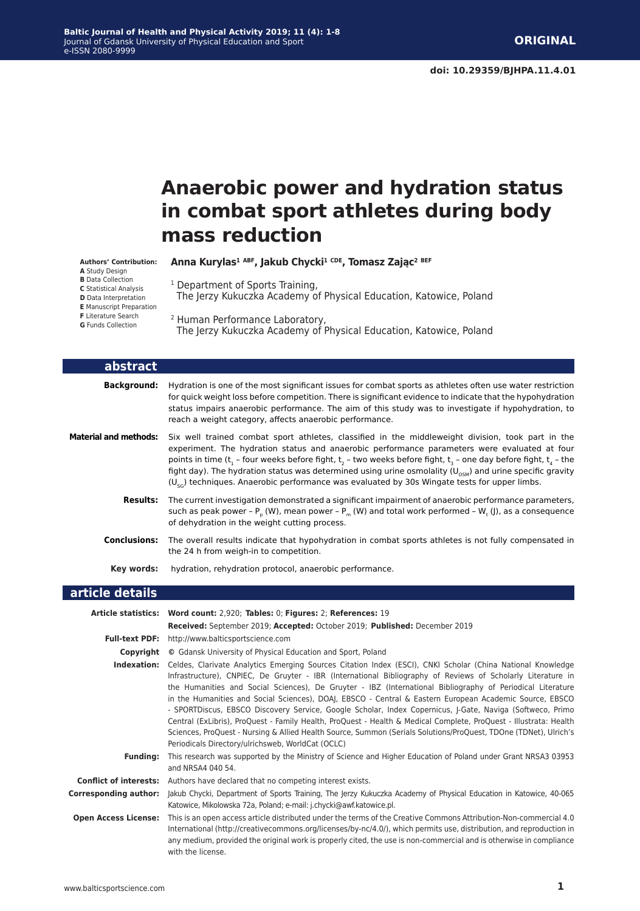# Anaerobic power and hydration status in combat sport athletes during body mass reduction

**Authors' Contribution:**
**A** Study Design
**B** Data Collection
**C** Statistical Analysis
**D** Data Interpretation
**E** Manuscript Preparation
**F** Literature Search
**G** Funds Collection

**Anna Kurylas[1 ABF], Jakub Chycki[1 CDE], Tomasz Zając[2 BEF]**

[1] Department of Sports Training,
The Jerzy Kukuczka Academy of Physical Education, Katowice, Poland

[2] Human Performance Laboratory,
The Jerzy Kukuczka Academy of Physical Education, Katowice, Poland

## abstract

**Background:** Hydration is one of the most significant issues for combat sports as athletes often use water restriction for quick weight loss before competition. There is significant evidence to indicate that the hypohydration status impairs anaerobic performance. The aim of this study was to investigate if hypohydration, to reach a weight category, affects anaerobic performance.

**Material and methods:** Six well trained combat sport athletes, classified in the middleweight division, took part in the experiment. The hydration status and anaerobic performance parameters were evaluated at four points in time ($t_1$ – four weeks before fight, $t_2$ – two weeks before fight, $t_3$ – one day before fight, $t_4$ – the fight day). The hydration status was determined using urine osmolality ($U_{OSM}$) and urine specific gravity ($U_{SG}$) techniques. Anaerobic performance was evaluated by 30s Wingate tests for upper limbs.

**Results:** The current investigation demonstrated a significant impairment of anaerobic performance parameters, such as peak power – $P_p$ (W), mean power – $P_m$ (W) and total work performed – $W_t$ (J), as a consequence of dehydration in the weight cutting process.

**Conclusions:** The overall results indicate that hypohydration in combat sports athletes is not fully compensated in the 24 h from weigh-in to competition.

**Key words:** hydration, rehydration protocol, anaerobic performance.

## article details

**Article statistics:** **Word count:** 2,920; **Tables:** 0; **Figures:** 2; **References:** 19
**Received:** September 2019; **Accepted:** October 2019; **Published:** December 2019

**Full-text PDF:** http://www.balticsportscience.com

**Copyright** © Gdansk University of Physical Education and Sport, Poland

**Indexation:** Celdes, Clarivate Analytics Emerging Sources Citation Index (ESCI), CNKI Scholar (China National Knowledge Infrastructure), CNPIEC, De Gruyter - IBR (International Bibliography of Reviews of Scholarly Literature in the Humanities and Social Sciences), De Gruyter - IBZ (International Bibliography of Periodical Literature in the Humanities and Social Sciences), DOAJ, EBSCO - Central & Eastern European Academic Source, EBSCO - SPORTDiscus, EBSCO Discovery Service, Google Scholar, Index Copernicus, J-Gate, Naviga (Softweco, Primo Central (ExLibris), ProQuest - Family Health, ProQuest - Health & Medical Complete, ProQuest - Illustrata: Health Sciences, ProQuest - Nursing & Allied Health Source, Summon (Serials Solutions/ProQuest, TDOne (TDNet), Ulrich's Periodicals Directory/ulrichsweb, WorldCat (OCLC)

**Funding:** This research was supported by the Ministry of Science and Higher Education of Poland under Grant NRSA3 03953 and NRSA4 040 54.

**Conflict of interests:** Authors have declared that no competing interest exists.

**Corresponding author:** Jakub Chycki, Department of Sports Training, The Jerzy Kukuczka Academy of Physical Education in Katowice, 40-065 Katowice, Mikolowska 72a, Poland; e-mail: j.chycki@awf.katowice.pl.

**Open Access License:** This is an open access article distributed under the terms of the Creative Commons Attribution-Non-commercial 4.0 International (http://creativecommons.org/licenses/by-nc/4.0/), which permits use, distribution, and reproduction in any medium, provided the original work is properly cited, the use is non-commercial and is otherwise in compliance with the license.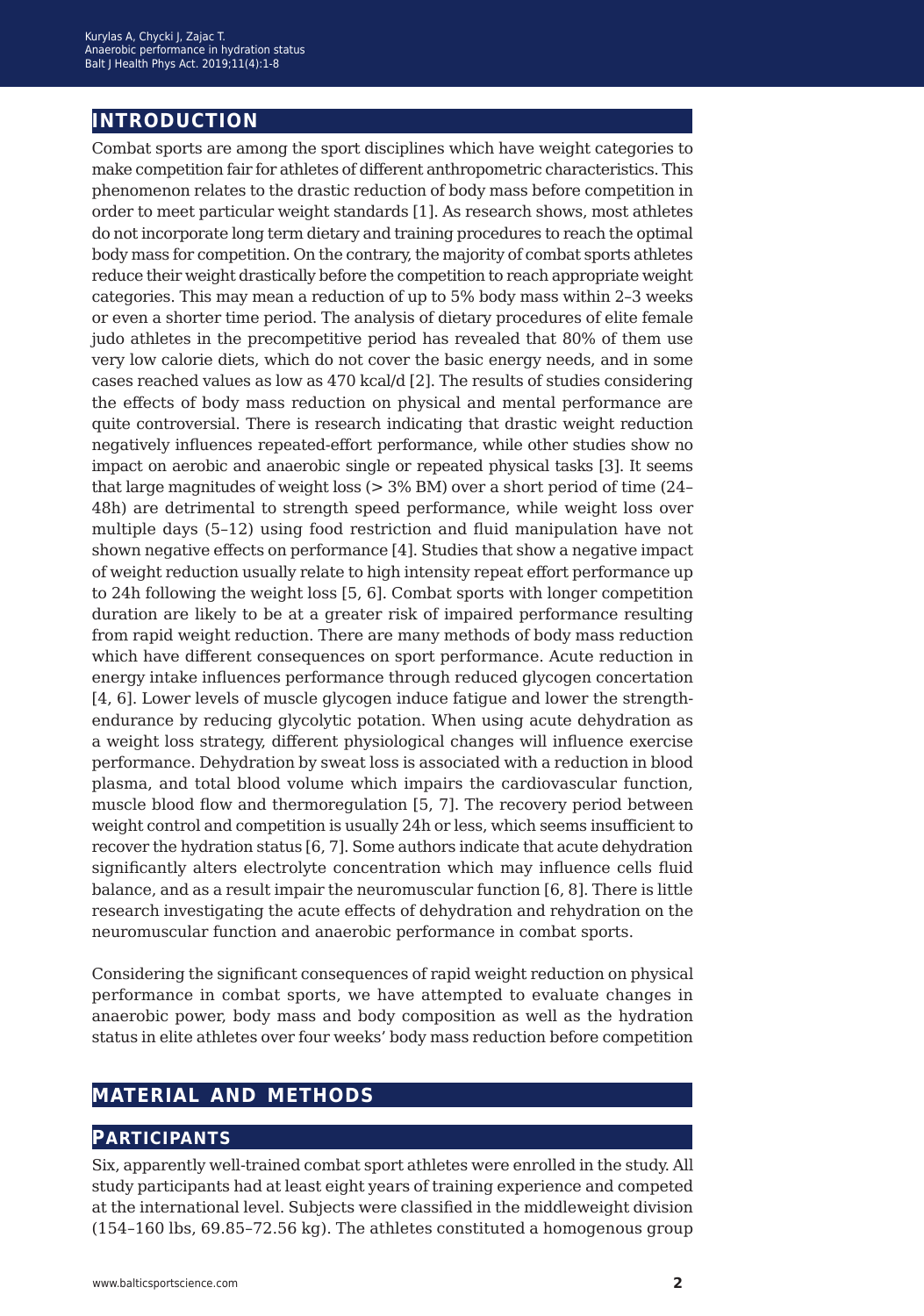## INTRODUCTION

Combat sports are among the sport disciplines which have weight categories to make competition fair for athletes of different anthropometric characteristics. This phenomenon relates to the drastic reduction of body mass before competition in order to meet particular weight standards [1]. As research shows, most athletes do not incorporate long term dietary and training procedures to reach the optimal body mass for competition. On the contrary, the majority of combat sports athletes reduce their weight drastically before the competition to reach appropriate weight categories. This may mean a reduction of up to 5% body mass within 2–3 weeks or even a shorter time period. The analysis of dietary procedures of elite female judo athletes in the precompetitive period has revealed that 80% of them use very low calorie diets, which do not cover the basic energy needs, and in some cases reached values as low as 470 kcal/d [2]. The results of studies considering the effects of body mass reduction on physical and mental performance are quite controversial. There is research indicating that drastic weight reduction negatively influences repeated-effort performance, while other studies show no impact on aerobic and anaerobic single or repeated physical tasks [3]. It seems that large magnitudes of weight loss (> 3% BM) over a short period of time (24–48h) are detrimental to strength speed performance, while weight loss over multiple days (5–12) using food restriction and fluid manipulation have not shown negative effects on performance [4]. Studies that show a negative impact of weight reduction usually relate to high intensity repeat effort performance up to 24h following the weight loss [5, 6]. Combat sports with longer competition duration are likely to be at a greater risk of impaired performance resulting from rapid weight reduction. There are many methods of body mass reduction which have different consequences on sport performance. Acute reduction in energy intake influences performance through reduced glycogen concertation [4, 6]. Lower levels of muscle glycogen induce fatigue and lower the strength-endurance by reducing glycolytic potation. When using acute dehydration as a weight loss strategy, different physiological changes will influence exercise performance. Dehydration by sweat loss is associated with a reduction in blood plasma, and total blood volume which impairs the cardiovascular function, muscle blood flow and thermoregulation [5, 7]. The recovery period between weight control and competition is usually 24h or less, which seems insufficient to recover the hydration status [6, 7]. Some authors indicate that acute dehydration significantly alters electrolyte concentration which may influence cells fluid balance, and as a result impair the neuromuscular function [6, 8]. There is little research investigating the acute effects of dehydration and rehydration on the neuromuscular function and anaerobic performance in combat sports.

Considering the significant consequences of rapid weight reduction on physical performance in combat sports, we have attempted to evaluate changes in anaerobic power, body mass and body composition as well as the hydration status in elite athletes over four weeks' body mass reduction before competition

## MATERIAL AND METHODS

### PARTICIPANTS

Six, apparently well-trained combat sport athletes were enrolled in the study. All study participants had at least eight years of training experience and competed at the international level. Subjects were classified in the middleweight division (154–160 lbs, 69.85–72.56 kg). The athletes constituted a homogenous group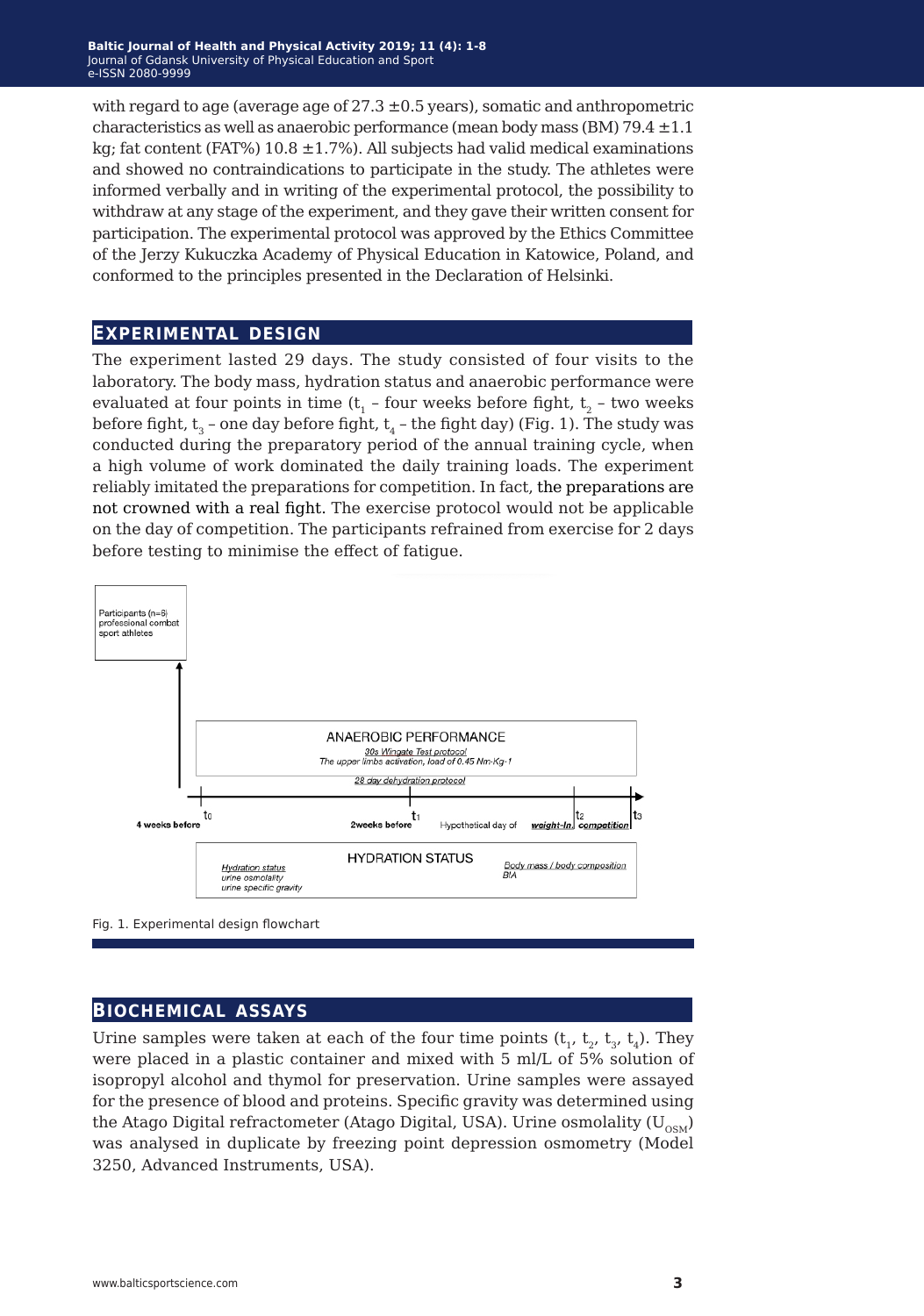with regard to age (average age of 27.3 ±0.5 years), somatic and anthropometric characteristics as well as anaerobic performance (mean body mass (BM) 79.4 ±1.1 kg; fat content (FAT%) 10.8 ±1.7%). All subjects had valid medical examinations and showed no contraindications to participate in the study. The athletes were informed verbally and in writing of the experimental protocol, the possibility to withdraw at any stage of the experiment, and they gave their written consent for participation. The experimental protocol was approved by the Ethics Committee of the Jerzy Kukuczka Academy of Physical Education in Katowice, Poland, and conformed to the principles presented in the Declaration of Helsinki.

## Experimental design

The experiment lasted 29 days. The study consisted of four visits to the laboratory. The body mass, hydration status and anaerobic performance were evaluated at four points in time ($t_1$ – four weeks before fight, $t_2$ – two weeks before fight, $t_3$ – one day before fight, $t_4$ – the fight day) (Fig. 1). The study was conducted during the preparatory period of the annual training cycle, when a high volume of work dominated the daily training loads. The experiment reliably imitated the preparations for competition. In fact, the preparations are not crowned with a real fight. The exercise protocol would not be applicable on the day of competition. The participants refrained from exercise for 2 days before testing to minimise the effect of fatigue.

Participants (n=8) professional combat sport athletes

ANAEROBIC PERFORMANCE

30s Wingate Test protocol

The upper limbs activation, load of 0.45 Nm·Kg-1

28 day dehydration protocol

t0

4 weeks before

t1

2weeks before

Hypothetical day of

t2

weight-In

competition

t3

HYDRATION STATUS

Hydration status

urine osmolality

urine specific gravity

Body mass / body composition

BIA

Fig. 1. Experimental design flowchart

## Biochemical assays

Urine samples were taken at each of the four time points ($t_1$, $t_2$, $t_3$, $t_4$). They were placed in a plastic container and mixed with 5 ml/L of 5% solution of isopropyl alcohol and thymol for preservation. Urine samples were assayed for the presence of blood and proteins. Specific gravity was determined using the Atago Digital refractometer (Atago Digital, USA). Urine osmolality ($U_{OSM}$) was analysed in duplicate by freezing point depression osmometry (Model 3250, Advanced Instruments, USA).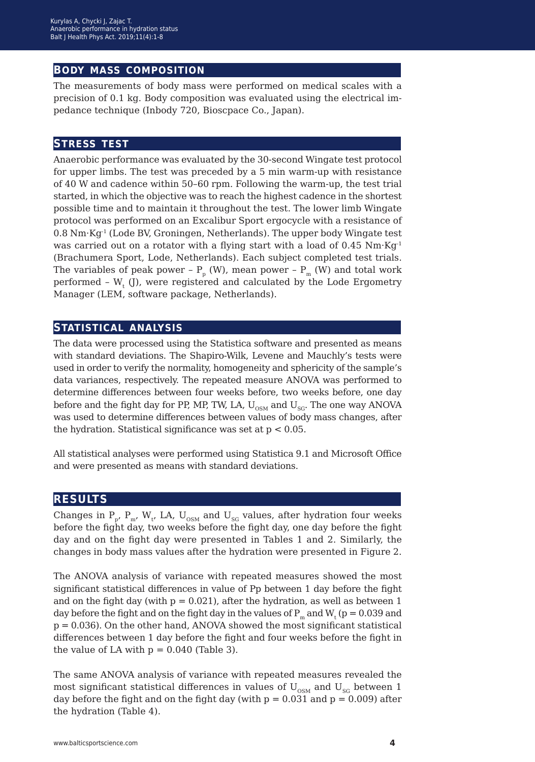## Body mass composition

The measurements of body mass were performed on medical scales with a precision of 0.1 kg. Body composition was evaluated using the electrical impedance technique (Inbody 720, Bioscpace Co., Japan).

## Stress test

Anaerobic performance was evaluated by the 30-second Wingate test protocol for upper limbs. The test was preceded by a 5 min warm-up with resistance of 40 W and cadence within 50–60 rpm. Following the warm-up, the test trial started, in which the objective was to reach the highest cadence in the shortest possible time and to maintain it throughout the test. The lower limb Wingate protocol was performed on an Excalibur Sport ergocycle with a resistance of 0.8 $Nm \cdot Kg^{-1}$ (Lode BV, Groningen, Netherlands). The upper body Wingate test was carried out on a rotator with a flying start with a load of 0.45 $Nm \cdot Kg^{-1}$ (Brachumera Sport, Lode, Netherlands). Each subject completed test trials. The variables of peak power – $P_p$ (W), mean power – $P_m$ (W) and total work performed – $W_t$ (J), were registered and calculated by the Lode Ergometry Manager (LEM, software package, Netherlands).

## Statistical analysis

The data were processed using the Statistica software and presented as means with standard deviations. The Shapiro-Wilk, Levene and Mauchly's tests were used in order to verify the normality, homogeneity and sphericity of the sample's data variances, respectively. The repeated measure ANOVA was performed to determine differences between four weeks before, two weeks before, one day before and the fight day for PP, MP, TW, LA, $U_{OSM}$ and $U_{SG}$. The one way ANOVA was used to determine differences between values of body mass changes, after the hydration. Statistical significance was set at $p < 0.05$.

All statistical analyses were performed using Statistica 9.1 and Microsoft Office and were presented as means with standard deviations.

## Results

Changes in $P_p$, $P_m$, $W_t$, LA, $U_{OSM}$ and $U_{SG}$ values, after hydration four weeks before the fight day, two weeks before the fight day, one day before the fight day and on the fight day were presented in Tables 1 and 2. Similarly, the changes in body mass values after the hydration were presented in Figure 2.

The ANOVA analysis of variance with repeated measures showed the most significant statistical differences in value of Pp between 1 day before the fight and on the fight day (with $p = 0.021$), after the hydration, as well as between 1 day before the fight and on the fight day in the values of $P_m$ and $W_t$ ($p = 0.039$ and $p = 0.036$). On the other hand, ANOVA showed the most significant statistical differences between 1 day before the fight and four weeks before the fight in the value of LA with $p = 0.040$ (Table 3).

The same ANOVA analysis of variance with repeated measures revealed the most significant statistical differences in values of $U_{OSM}$ and $U_{SG}$ between 1 day before the fight and on the fight day (with $p = 0.031$ and $p = 0.009$) after the hydration (Table 4).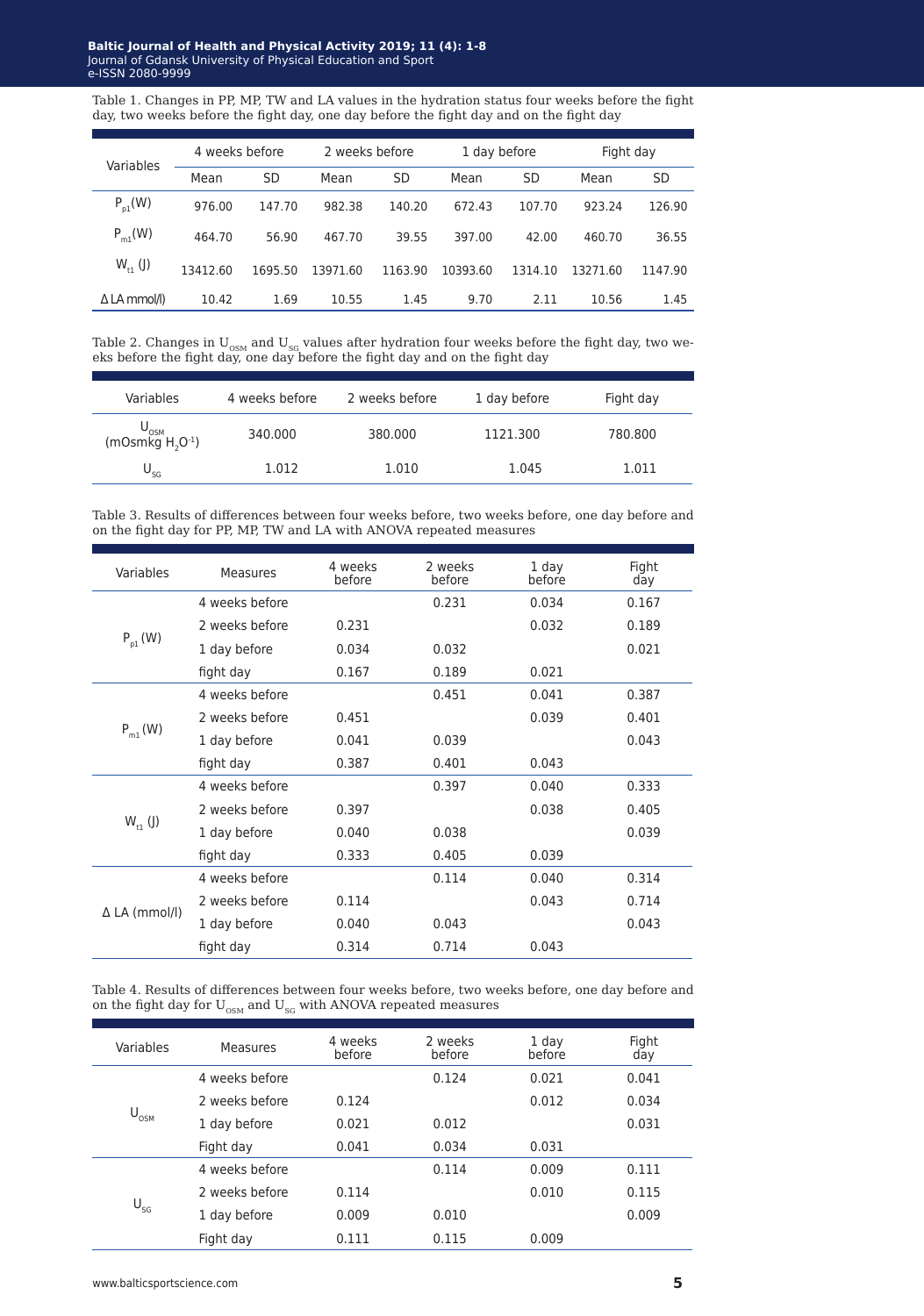Table 1. Changes in PP, MP, TW and LA values in the hydration status four weeks before the fight day, two weeks before the fight day, one day before the fight day and on the fight day

| Variables | 4 weeks before | | 2 weeks before | | 1 day before | | Fight day | |
|---|---|---|---|---|---|---|---|---|
| | Mean | SD | Mean | SD | Mean | SD | Mean | SD |
| $P_{p1}$(W) | 976.00 | 147.70 | 982.38 | 140.20 | 672.43 | 107.70 | 923.24 | 126.90 |
| $P_{m1}$(W) | 464.70 | 56.90 | 467.70 | 39.55 | 397.00 | 42.00 | 460.70 | 36.55 |
| $W_{t1}$ (J) | 13412.60 | 1695.50 | 13971.60 | 1163.90 | 10393.60 | 1314.10 | 13271.60 | 1147.90 |
| Δ LA mmol/l) | 10.42 | 1.69 | 10.55 | 1.45 | 9.70 | 2.11 | 10.56 | 1.45 |

Table 2. Changes in $U_{OSM}$ and $U_{SG}$ values after hydration four weeks before the fight day, two weeks before the fight day, one day before the fight day and on the fight day

| Variables | 4 weeks before | 2 weeks before | 1 day before | Fight day |
|---|---|---|---|---|
| $U_{OSM}$ (mOsmkg $H_2O^{-1}$) | 340.000 | 380.000 | 1121.300 | 780.800 |
| $U_{SG}$ | 1.012 | 1.010 | 1.045 | 1.011 |

Table 3. Results of differences between four weeks before, two weeks before, one day before and on the fight day for PP, MP, TW and LA with ANOVA repeated measures

| Variables | Measures | 4 weeks before | 2 weeks before | 1 day before | Fight day |
|---|---|---|---|---|---|
| $P_{p1}$ (W) | 4 weeks before | | 0.231 | 0.034 | 0.167 |
| | 2 weeks before | 0.231 | | 0.032 | 0.189 |
| | 1 day before | 0.034 | 0.032 | | 0.021 |
| | fight day | 0.167 | 0.189 | 0.021 | |
| $P_{m1}$ (W) | 4 weeks before | | 0.451 | 0.041 | 0.387 |
| | 2 weeks before | 0.451 | | 0.039 | 0.401 |
| | 1 day before | 0.041 | 0.039 | | 0.043 |
| | fight day | 0.387 | 0.401 | 0.043 | |
| $W_{t1}$ (J) | 4 weeks before | | 0.397 | 0.040 | 0.333 |
| | 2 weeks before | 0.397 | | 0.038 | 0.405 |
| | 1 day before | 0.040 | 0.038 | | 0.039 |
| | fight day | 0.333 | 0.405 | 0.039 | |
| Δ LA (mmol/l) | 4 weeks before | | 0.114 | 0.040 | 0.314 |
| | 2 weeks before | 0.114 | | 0.043 | 0.714 |
| | 1 day before | 0.040 | 0.043 | | 0.043 |
| | fight day | 0.314 | 0.714 | 0.043 | |

Table 4. Results of differences between four weeks before, two weeks before, one day before and on the fight day for $U_{OSM}$ and $U_{SG}$ with ANOVA repeated measures

| Variables | Measures | 4 weeks before | 2 weeks before | 1 day before | Fight day |
|---|---|---|---|---|---|
| $U_{OSM}$ | 4 weeks before | | 0.124 | 0.021 | 0.041 |
| | 2 weeks before | 0.124 | | 0.012 | 0.034 |
| | 1 day before | 0.021 | 0.012 | | 0.031 |
| | Fight day | 0.041 | 0.034 | 0.031 | |
| $U_{SG}$ | 4 weeks before | | 0.114 | 0.009 | 0.111 |
| | 2 weeks before | 0.114 | | 0.010 | 0.115 |
| | 1 day before | 0.009 | 0.010 | | 0.009 |
| | Fight day | 0.111 | 0.115 | 0.009 | |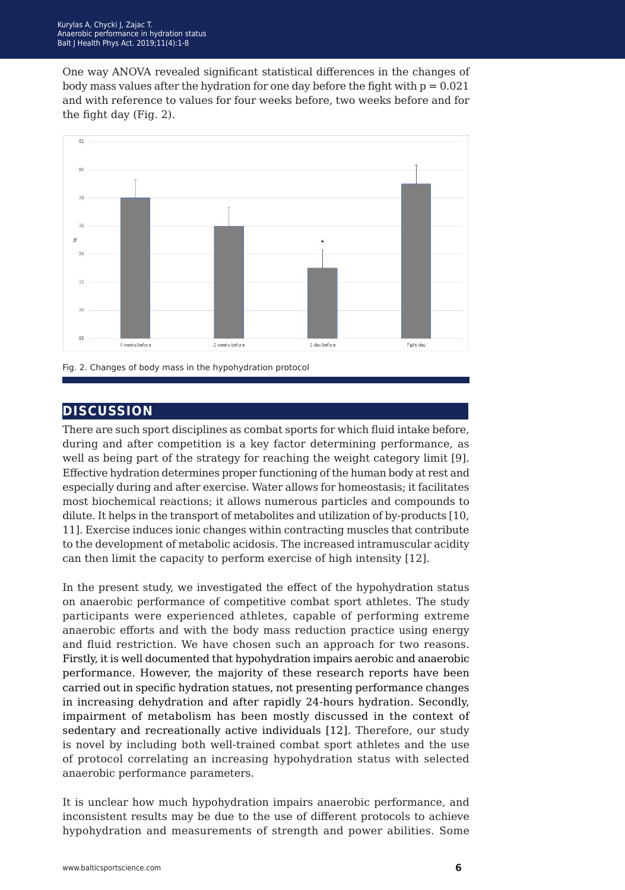One way ANOVA revealed significant statistical differences in the changes of body mass values after the hydration for one day before the fight with $p = 0.021$ and with reference to values for four weeks before, two weeks before and for the fight day (Fig. 2).

82
80
78
76
74
72
70
68
kg
*
4 weeks before
2 weeks before
1 day before
Fight day

Fig. 2. Changes of body mass in the hypohydration protocol

## DISCUSSION

There are such sport disciplines as combat sports for which fluid intake before, during and after competition is a key factor determining performance, as well as being part of the strategy for reaching the weight category limit [9]. Effective hydration determines proper functioning of the human body at rest and especially during and after exercise. Water allows for homeostasis; it facilitates most biochemical reactions; it allows numerous particles and compounds to dilute. It helps in the transport of metabolites and utilization of by-products [10, 11]. Exercise induces ionic changes within contracting muscles that contribute to the development of metabolic acidosis. The increased intramuscular acidity can then limit the capacity to perform exercise of high intensity [12].

In the present study, we investigated the effect of the hypohydration status on anaerobic performance of competitive combat sport athletes. The study participants were experienced athletes, capable of performing extreme anaerobic efforts and with the body mass reduction practice using energy and fluid restriction. We have chosen such an approach for two reasons. Firstly, it is well documented that hypohydration impairs aerobic and anaerobic performance. However, the majority of these research reports have been carried out in specific hydration statues, not presenting performance changes in increasing dehydration and after rapidly 24-hours hydration. Secondly, impairment of metabolism has been mostly discussed in the context of sedentary and recreationally active individuals [12]. Therefore, our study is novel by including both well-trained combat sport athletes and the use of protocol correlating an increasing hypohydration status with selected anaerobic performance parameters.

It is unclear how much hypohydration impairs anaerobic performance, and inconsistent results may be due to the use of different protocols to achieve hypohydration and measurements of strength and power abilities. Some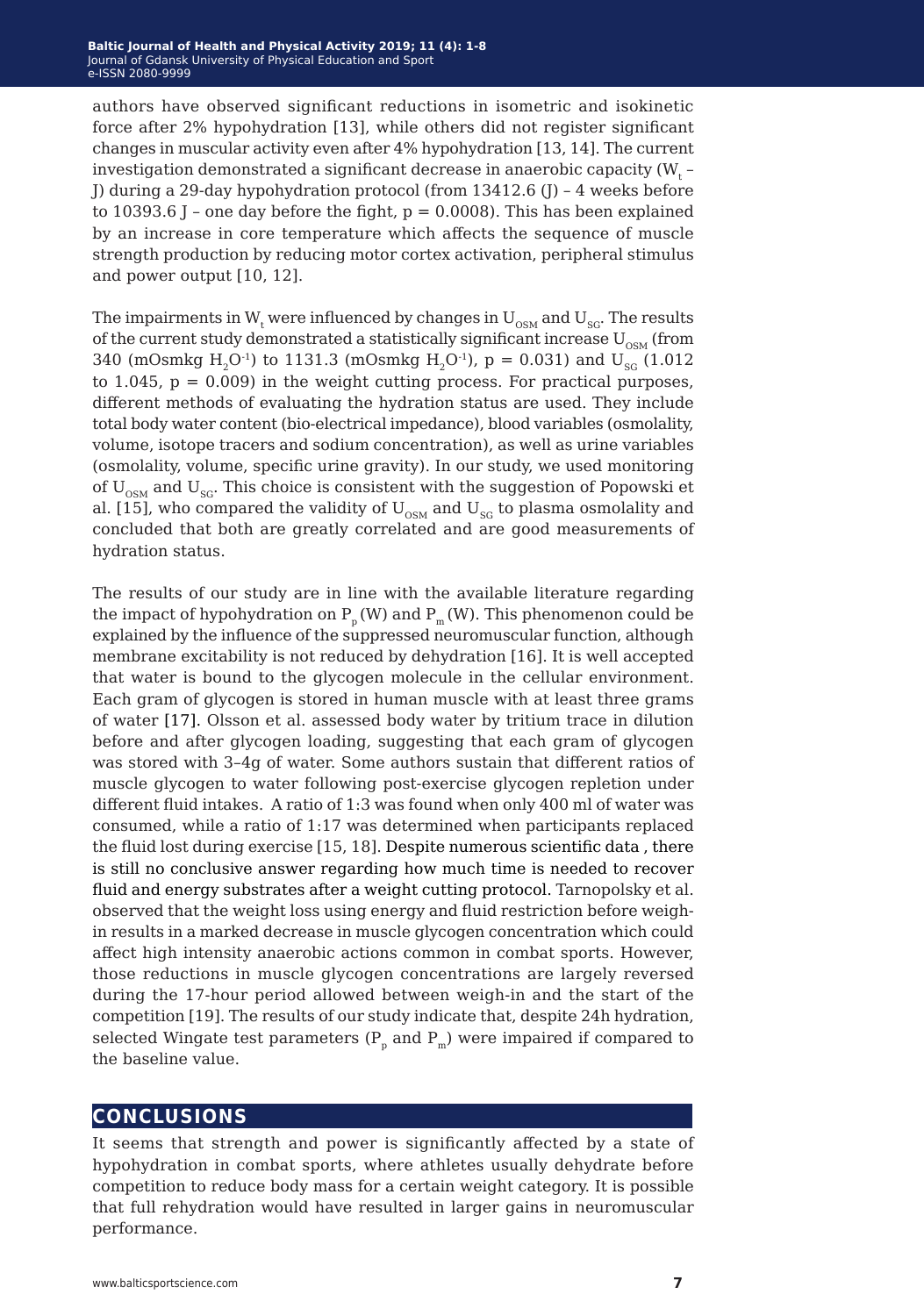authors have observed significant reductions in isometric and isokinetic force after 2% hypohydration [13], while others did not register significant changes in muscular activity even after 4% hypohydration [13, 14]. The current investigation demonstrated a significant decrease in anaerobic capacity ($W_t$ – J) during a 29-day hypohydration protocol (from 13412.6 (J) – 4 weeks before to 10393.6 J – one day before the fight, $p = 0.0008$). This has been explained by an increase in core temperature which affects the sequence of muscle strength production by reducing motor cortex activation, peripheral stimulus and power output [10, 12].

The impairments in $W_t$ were influenced by changes in $U_{OSM}$ and $U_{SG}$. The results of the current study demonstrated a statistically significant increase $U_{OSM}$ (from 340 (mOsmkg $H_2O^{-1}$) to 1131.3 (mOsmkg $H_2O^{-1}$), $p = 0.031$) and $U_{SG}$ (1.012 to 1.045, $p = 0.009$) in the weight cutting process. For practical purposes, different methods of evaluating the hydration status are used. They include total body water content (bio-electrical impedance), blood variables (osmolality, volume, isotope tracers and sodium concentration), as well as urine variables (osmolality, volume, specific urine gravity). In our study, we used monitoring of $U_{OSM}$ and $U_{SG}$. This choice is consistent with the suggestion of Popowski et al. [15], who compared the validity of $U_{OSM}$ and $U_{SG}$ to plasma osmolality and concluded that both are greatly correlated and are good measurements of hydration status.

The results of our study are in line with the available literature regarding the impact of hypohydration on $P_p$ (W) and $P_m$ (W). This phenomenon could be explained by the influence of the suppressed neuromuscular function, although membrane excitability is not reduced by dehydration [16]. It is well accepted that water is bound to the glycogen molecule in the cellular environment. Each gram of glycogen is stored in human muscle with at least three grams of water [17]. Olsson et al. assessed body water by tritium trace in dilution before and after glycogen loading, suggesting that each gram of glycogen was stored with 3–4g of water. Some authors sustain that different ratios of muscle glycogen to water following post-exercise glycogen repletion under different fluid intakes. A ratio of 1:3 was found when only 400 ml of water was consumed, while a ratio of 1:17 was determined when participants replaced the fluid lost during exercise [15, 18]. Despite numerous scientific data , there is still no conclusive answer regarding how much time is needed to recover fluid and energy substrates after a weight cutting protocol. Tarnopolsky et al. observed that the weight loss using energy and fluid restriction before weigh-in results in a marked decrease in muscle glycogen concentration which could affect high intensity anaerobic actions common in combat sports. However, those reductions in muscle glycogen concentrations are largely reversed during the 17-hour period allowed between weigh-in and the start of the competition [19]. The results of our study indicate that, despite 24h hydration, selected Wingate test parameters ($P_p$ and $P_m$) were impaired if compared to the baseline value.

## CONCLUSIONS

It seems that strength and power is significantly affected by a state of hypohydration in combat sports, where athletes usually dehydrate before competition to reduce body mass for a certain weight category. It is possible that full rehydration would have resulted in larger gains in neuromuscular performance.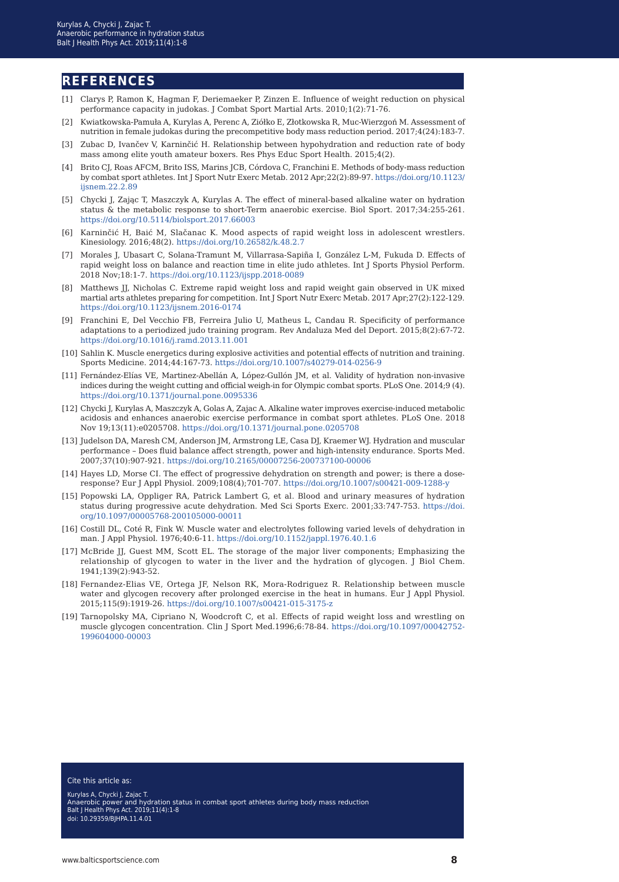## REFERENCES

[1] Clarys P, Ramon K, Hagman F, Deriemaeker P, Zinzen E. Influence of weight reduction on physical performance capacity in judokas. J Combat Sport Martial Arts. 2010;1(2):71-76.

[2] Kwiatkowska-Pamuła A, Kurylas A, Perenc A, Ziółko E, Złotkowska R, Muc-Wierzgoń M. Assessment of nutrition in female judokas during the precompetitive body mass reduction period. 2017;4(24):183-7.

[3] Zubac D, Ivančev V, Karninčić H. Relationship between hypohydration and reduction rate of body mass among elite youth amateur boxers. Res Phys Educ Sport Health. 2015;4(2).

[4] Brito CJ, Roas AFCM, Brito ISS, Marins JCB, Córdova C, Franchini E. Methods of body-mass reduction by combat sport athletes. Int J Sport Nutr Exerc Metab. 2012 Apr;22(2):89-97. https://doi.org/10.1123/ijsnem.22.2.89

[5] Chycki J, Zając T, Maszczyk A, Kurylas A. The effect of mineral-based alkaline water on hydration status & the metabolic response to short-Term anaerobic exercise. Biol Sport. 2017;34:255-261. https://doi.org/10.5114/biolsport.2017.66003

[6] Karninčić H, Baić M, Slačanac K. Mood aspects of rapid weight loss in adolescent wrestlers. Kinesiology. 2016;48(2). https://doi.org/10.26582/k.48.2.7

[7] Morales J, Ubasart C, Solana-Tramunt M, Villarrasa-Sapiña I, González L-M, Fukuda D. Effects of rapid weight loss on balance and reaction time in elite judo athletes. Int J Sports Physiol Perform. 2018 Nov;18:1-7. https://doi.org/10.1123/ijspp.2018-0089

[8] Matthews JJ, Nicholas C. Extreme rapid weight loss and rapid weight gain observed in UK mixed martial arts athletes preparing for competition. Int J Sport Nutr Exerc Metab. 2017 Apr;27(2):122-129. https://doi.org/10.1123/ijsnem.2016-0174

[9] Franchini E, Del Vecchio FB, Ferreira Julio U, Matheus L, Candau R. Specificity of performance adaptations to a periodized judo training program. Rev Andaluza Med del Deport. 2015;8(2):67-72. https://doi.org/10.1016/j.ramd.2013.11.001

[10] Sahlin K. Muscle energetics during explosive activities and potential effects of nutrition and training. Sports Medicine. 2014;44:167-73. https://doi.org/10.1007/s40279-014-0256-9

[11] Fernández-Elías VE, Martinez-Abellán A, López-Gullón JM, et al. Validity of hydration non-invasive indices during the weight cutting and official weigh-in for Olympic combat sports. PLoS One. 2014;9 (4). https://doi.org/10.1371/journal.pone.0095336

[12] Chycki J, Kurylas A, Maszczyk A, Golas A, Zajac A. Alkaline water improves exercise-induced metabolic acidosis and enhances anaerobic exercise performance in combat sport athletes. PLoS One. 2018 Nov 19;13(11):e0205708. https://doi.org/10.1371/journal.pone.0205708

[13] Judelson DA, Maresh CM, Anderson JM, Armstrong LE, Casa DJ, Kraemer WJ. Hydration and muscular performance – Does fluid balance affect strength, power and high-intensity endurance. Sports Med. 2007;37(10):907-921. https://doi.org/10.2165/00007256-200737100-00006

[14] Hayes LD, Morse CI. The effect of progressive dehydration on strength and power; is there a dose-response? Eur J Appl Physiol. 2009;108(4);701-707. https://doi.org/10.1007/s00421-009-1288-y

[15] Popowski LA, Oppliger RA, Patrick Lambert G, et al. Blood and urinary measures of hydration status during progressive acute dehydration. Med Sci Sports Exerc. 2001;33:747-753. https://doi.org/10.1097/00005768-200105000-00011

[16] Costill DL, Coté R, Fink W. Muscle water and electrolytes following varied levels of dehydration in man. J Appl Physiol. 1976;40:6-11. https://doi.org/10.1152/jappl.1976.40.1.6

[17] McBride JJ, Guest MM, Scott EL. The storage of the major liver components; Emphasizing the relationship of glycogen to water in the liver and the hydration of glycogen. J Biol Chem. 1941;139(2):943-52.

[18] Fernandez-Elias VE, Ortega JF, Nelson RK, Mora-Rodriguez R. Relationship between muscle water and glycogen recovery after prolonged exercise in the heat in humans. Eur J Appl Physiol. 2015;115(9):1919-26. https://doi.org/10.1007/s00421-015-3175-z

[19] Tarnopolsky MA, Cipriano N, Woodcroft C, et al. Effects of rapid weight loss and wrestling on muscle glycogen concentration. Clin J Sport Med.1996;6:78-84. https://doi.org/10.1097/00042752-199604000-00003

Cite this article as:

Kurylas A, Chycki J, Zajac T.
Anaerobic power and hydration status in combat sport athletes during body mass reduction
Balt J Health Phys Act. 2019;11(4):1-8
doi: 10.29359/BJHPA.11.4.01